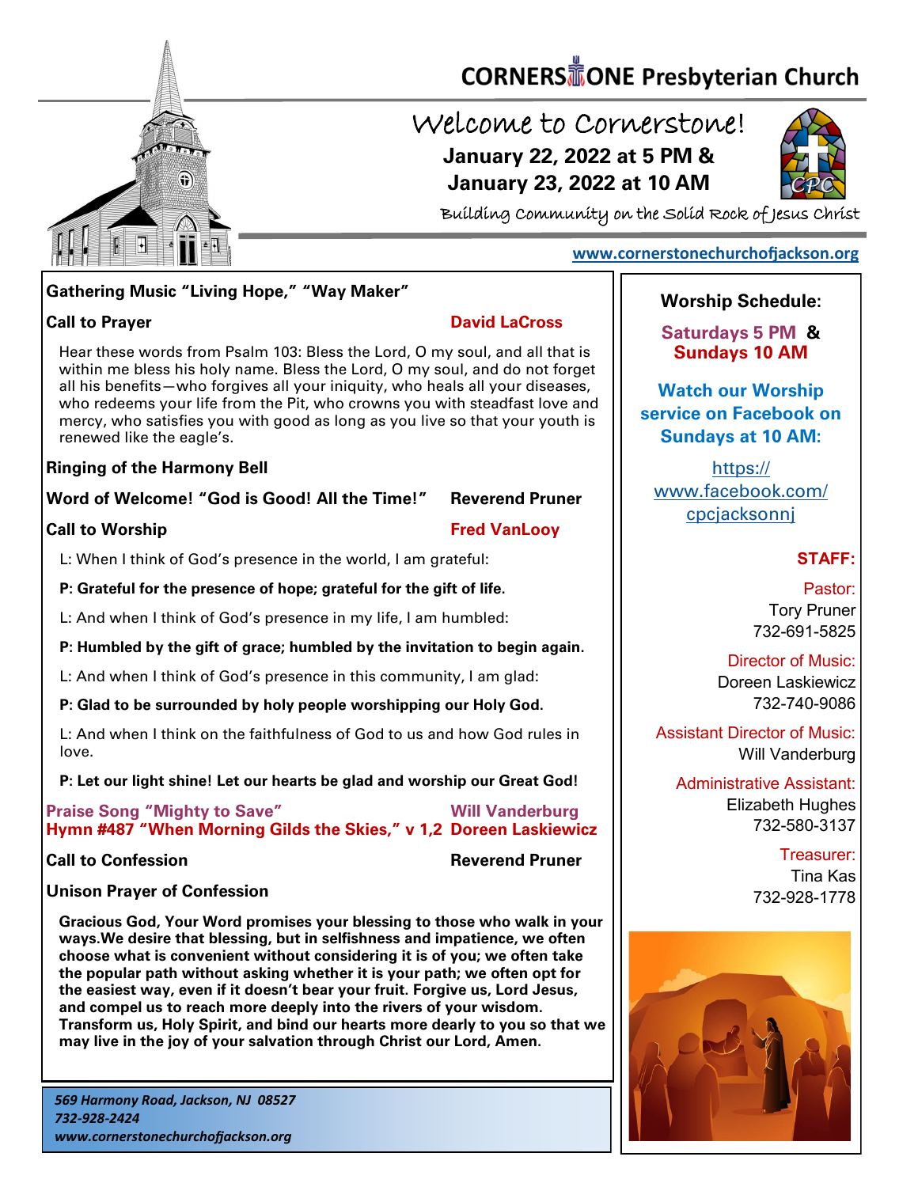# CORNERSTONE Presbyterian Church

## Welcome to Cornerstone!

**January 22, 2022 at 5 PM &**
**January 23, 2022 at 10 AM**

Building Community on the Solid Rock of Jesus Christ

www.cornerstonechurchofjackson.org

**Gathering Music "Living Hope," "Way Maker"**

**Call to Prayer** — **David LaCross**

Hear these words from Psalm 103: Bless the Lord, O my soul, and all that is within me bless his holy name. Bless the Lord, O my soul, and do not forget all his benefits—who forgives all your iniquity, who heals all your diseases, who redeems your life from the Pit, who crowns you with steadfast love and mercy, who satisfies you with good as long as you live so that your youth is renewed like the eagle's.

**Ringing of the Harmony Bell**

**Word of Welcome! "God is Good! All the Time!"** — **Reverend Pruner**

**Call to Worship** — **Fred VanLooy**

L: When I think of God's presence in the world, I am grateful:

**P: Grateful for the presence of hope; grateful for the gift of life.**

L: And when I think of God's presence in my life, I am humbled:

**P: Humbled by the gift of grace; humbled by the invitation to begin again.**

L: And when I think of God's presence in this community, I am glad:

**P: Glad to be surrounded by holy people worshipping our Holy God.**

L: And when I think on the faithfulness of God to us and how God rules in love.

**P: Let our light shine! Let our hearts be glad and worship our Great God!**

**Praise Song "Mighty to Save"** — **Will Vanderburg**
**Hymn #487 "When Morning Gilds the Skies," v 1,2** — **Doreen Laskiewicz**

**Call to Confession** — **Reverend Pruner**

**Unison Prayer of Confession**

**Gracious God, Your Word promises your blessing to those who walk in your ways.We desire that blessing, but in selfishness and impatience, we often choose what is convenient without considering it is of you; we often take the popular path without asking whether it is your path; we often opt for the easiest way, even if it doesn't bear your fruit. Forgive us, Lord Jesus, and compel us to reach more deeply into the rivers of your wisdom. Transform us, Holy Spirit, and bind our hearts more dearly to you so that we may live in the joy of your salvation through Christ our Lord, Amen.**

*569 Harmony Road, Jackson, NJ 08527*
*732-928-2424*
*www.cornerstonechurchofjackson.org*

**Worship Schedule:**

**Saturdays 5 PM & Sundays 10 AM**

**Watch our Worship service on Facebook on Sundays at 10 AM:**

https://www.facebook.com/cpcjacksonnj

**STAFF:**

Pastor:
Tory Pruner
732-691-5825

Director of Music:
Doreen Laskiewicz
732-740-9086

Assistant Director of Music:
Will Vanderburg

Administrative Assistant:
Elizabeth Hughes
732-580-3137

Treasurer:
Tina Kas
732-928-1778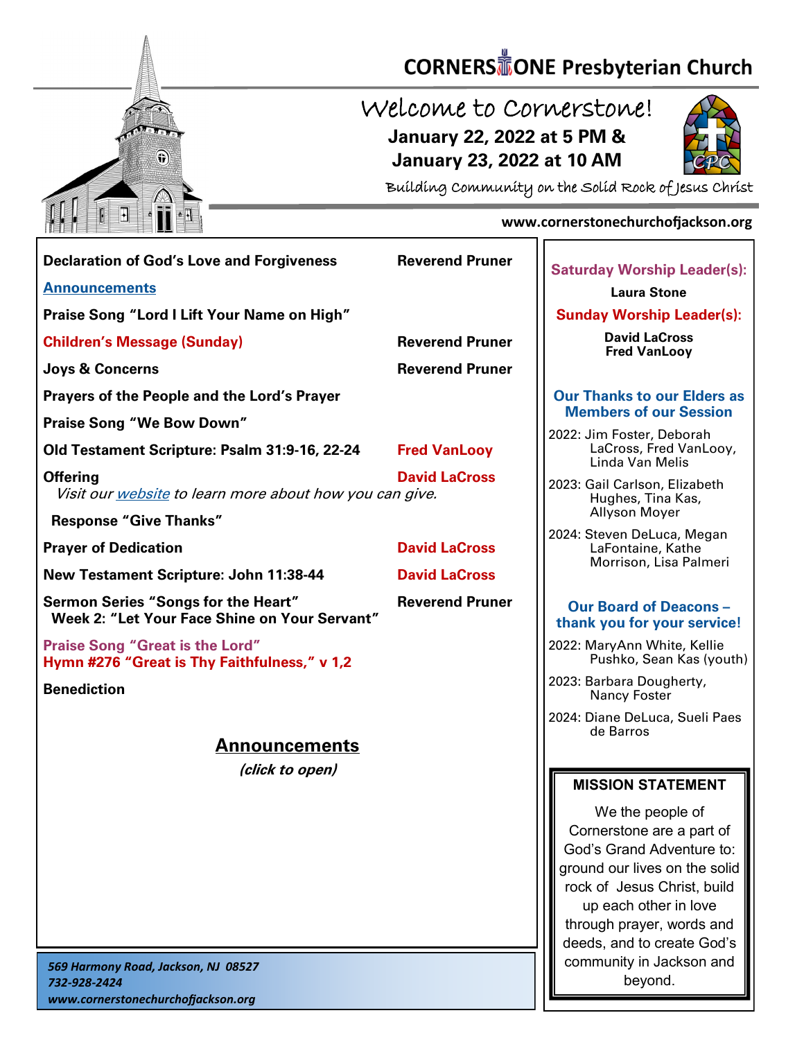# CORNERSTONE Presbyterian Church

## Welcome to Cornerstone!

**January 22, 2022 at 5 PM &**
**January 23, 2022 at 10 AM**

Building Community on the Solid Rock of Jesus Christ

www.cornerstonechurchofjackson.org

**Declaration of God's Love and Forgiveness** — **Reverend Pruner**

**Announcements**

**Praise Song "Lord I Lift Your Name on High"**

**Children's Message (Sunday)** — **Reverend Pruner**

**Joys & Concerns** — **Reverend Pruner**

**Prayers of the People and the Lord's Prayer**

**Praise Song "We Bow Down"**

**Old Testament Scripture: Psalm 31:9-16, 22-24** — **Fred VanLooy**

**Offering** — **David LaCross**
*Visit our website to learn more about how you can give.*

**Response "Give Thanks"**

**Prayer of Dedication** — **David LaCross**

**New Testament Scripture: John 11:38-44** — **David LaCross**

**Sermon Series "Songs for the Heart"** — **Reverend Pruner**
**Week 2: "Let Your Face Shine on Your Servant"**

**Praise Song "Great is the Lord"**
**Hymn #276 "Great is Thy Faithfulness," v 1,2**

**Benediction**

## Announcements

***(click to open)***

*569 Harmony Road, Jackson, NJ 08527*
*732-928-2424*
*www.cornerstonechurchofjackson.org*

**Saturday Worship Leader(s):**

**Laura Stone**

**Sunday Worship Leader(s):**

**David LaCross**
**Fred VanLooy**

**Our Thanks to our Elders as Members of our Session**

2022: Jim Foster, Deborah LaCross, Fred VanLooy, Linda Van Melis

2023: Gail Carlson, Elizabeth Hughes, Tina Kas, Allyson Moyer

2024: Steven DeLuca, Megan LaFontaine, Kathe Morrison, Lisa Palmeri

**Our Board of Deacons – thank you for your service!**

2022: MaryAnn White, Kellie Pushko, Sean Kas (youth)

2023: Barbara Dougherty, Nancy Foster

2024: Diane DeLuca, Sueli Paes de Barros

**MISSION STATEMENT**

We the people of Cornerstone are a part of God's Grand Adventure to: ground our lives on the solid rock of Jesus Christ, build up each other in love through prayer, words and deeds, and to create God's community in Jackson and beyond.